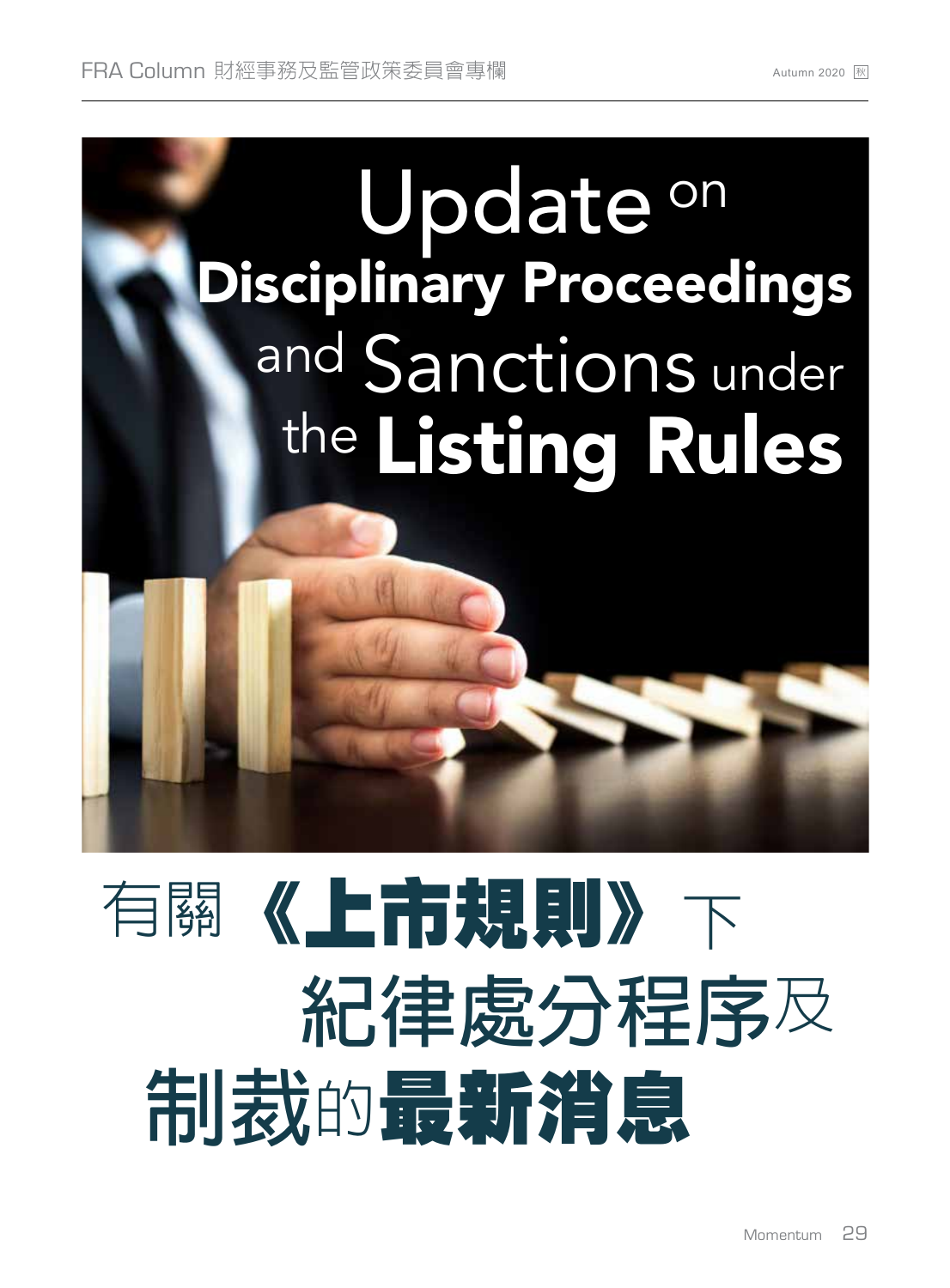# Update on Disciplinary Proceedings and Sanctions under the Listing Rules

# 有關《上市規則》下紀律處分程序及制裁的最新消息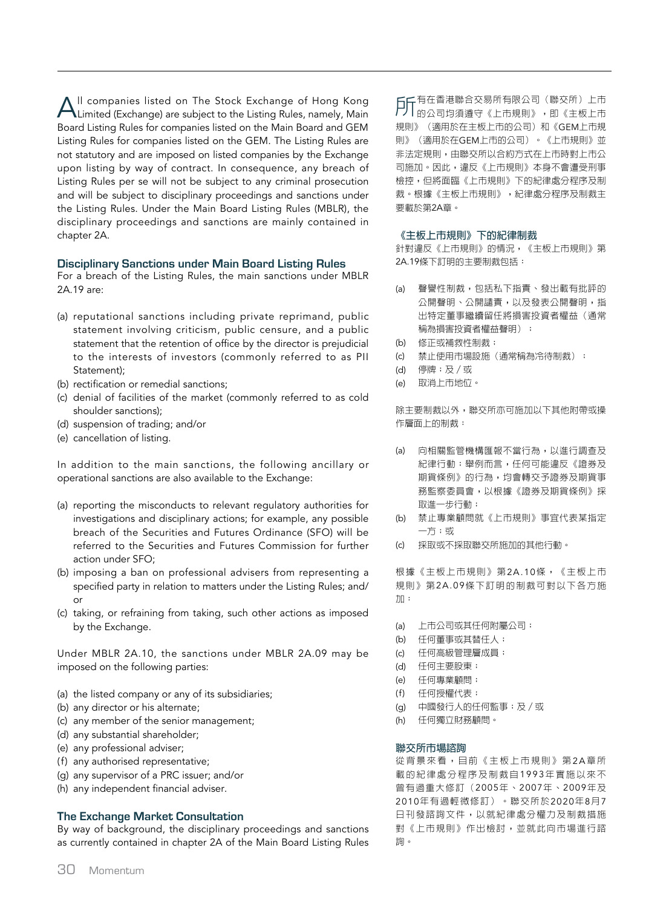All companies listed on The Stock Exchange of Hong Kong Limited (Exchange) are subject to the Listing Rules, namely, Main Board Listing Rules for companies listed on the Main Board and GEM Listing Rules for companies listed on the GEM. The Listing Rules are not statutory and are imposed on listed companies by the Exchange upon listing by way of contract. In consequence, any breach of Listing Rules per se will not be subject to any criminal prosecution and will be subject to disciplinary proceedings and sanctions under the Listing Rules. Under the Main Board Listing Rules (MBLR), the disciplinary proceedings and sanctions are mainly contained in chapter 2A.

### Disciplinary Sanctions under Main Board Listing Rules

For a breach of the Listing Rules, the main sanctions under MBLR 2A.19 are:

(a) reputational sanctions including private reprimand, public statement involving criticism, public censure, and a public statement that the retention of office by the director is prejudicial to the interests of investors (commonly referred to as PII Statement);
(b) rectification or remedial sanctions;
(c) denial of facilities of the market (commonly referred to as cold shoulder sanctions);
(d) suspension of trading; and/or
(e) cancellation of listing.

In addition to the main sanctions, the following ancillary or operational sanctions are also available to the Exchange:

(a) reporting the misconducts to relevant regulatory authorities for investigations and disciplinary actions; for example, any possible breach of the Securities and Futures Ordinance (SFO) will be referred to the Securities and Futures Commission for further action under SFO;
(b) imposing a ban on professional advisers from representing a specified party in relation to matters under the Listing Rules; and/or
(c) taking, or refraining from taking, such other actions as imposed by the Exchange.

Under MBLR 2A.10, the sanctions under MBLR 2A.09 may be imposed on the following parties:

(a) the listed company or any of its subsidiaries;
(b) any director or his alternate;
(c) any member of the senior management;
(d) any substantial shareholder;
(e) any professional adviser;
(f) any authorised representative;
(g) any supervisor of a PRC issuer; and/or
(h) any independent financial adviser.

### The Exchange Market Consultation

By way of background, the disciplinary proceedings and sanctions as currently contained in chapter 2A of the Main Board Listing Rules

所有在香港聯合交易所有限公司（聯交所）上市的公司均須遵守《上市規則》，即《主板上市規則》（適用於在主板上市的公司）和《GEM上市規則》（適用於在GEM上市的公司）。《上市規則》並非法定規則，由聯交所以合約方式在上市時對上市公司施加。因此，違反《上市規則》本身不會遭受刑事檢控，但將面臨《上市規則》下的紀律處分程序及制裁。根據《主板上市規則》，紀律處分程序及制裁主要載於第2A章。

### 《主板上市規則》下的紀律制裁

針對違反《上市規則》的情況，《主板上市規則》第2A.19條下訂明的主要制裁包括：

(a) 聲譽性制裁，包括私下指責、發出載有批評的公開聲明、公開譴責，以及發表公開聲明，指出特定董事繼續留任將損害投資者權益（通常稱為損害投資者權益聲明）；
(b) 修正或補救性制裁；
(c) 禁止使用市場設施（通常稱為冷待制裁）；
(d) 停牌；及／或
(e) 取消上市地位。

除主要制裁以外，聯交所亦可施加以下其他附帶或操作層面上的制裁：

(a) 向相關監管機構匯報不當行為，以進行調查及紀律行動；舉例而言，任何可能違反《證券及期貨條例》的行為，均會轉交予證券及期貨事務監察委員會，以根據《證券及期貨條例》採取進一步行動；
(b) 禁止專業顧問就《上市規則》事宜代表某指定一方；或
(c) 採取或不採取聯交所施加的其他行動。

根據《主板上市規則》第2A.10條，《主板上市規則》第2A.09條下訂明的制裁可對以下各方施加：

(a) 上市公司或其任何附屬公司；
(b) 任何董事或其替任人；
(c) 任何高級管理層成員；
(d) 任何主要股東；
(e) 任何專業顧問；
(f) 任何授權代表；
(g) 中國發行人的任何監事；及／或
(h) 任何獨立財務顧問。

### 聯交所市場諮詢

從背景來看，目前《主板上市規則》第2A章所載的紀律處分程序及制裁自1993年實施以來不曾有過重大修訂（2005年、2007年、2009年及2010年有過輕微修訂）。聯交所於2020年8月7日刊發諮詢文件，以就紀律處分權力及制裁措施對《上市規則》作出檢討，並就此向市場進行諮詢。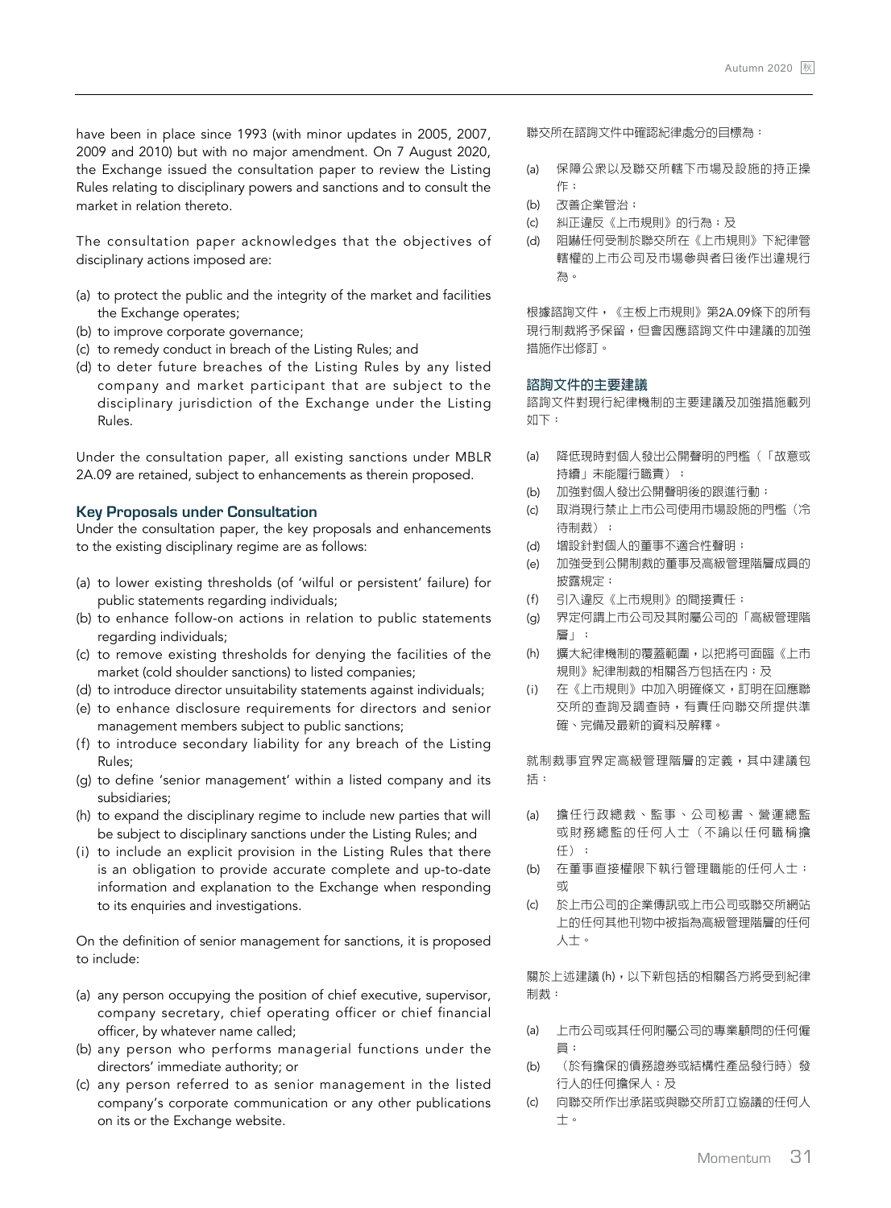have been in place since 1993 (with minor updates in 2005, 2007, 2009 and 2010) but with no major amendment. On 7 August 2020, the Exchange issued the consultation paper to review the Listing Rules relating to disciplinary powers and sanctions and to consult the market in relation thereto.

The consultation paper acknowledges that the objectives of disciplinary actions imposed are:

(a) to protect the public and the integrity of the market and facilities the Exchange operates;
(b) to improve corporate governance;
(c) to remedy conduct in breach of the Listing Rules; and
(d) to deter future breaches of the Listing Rules by any listed company and market participant that are subject to the disciplinary jurisdiction of the Exchange under the Listing Rules.

Under the consultation paper, all existing sanctions under MBLR 2A.09 are retained, subject to enhancements as therein proposed.

### Key Proposals under Consultation

Under the consultation paper, the key proposals and enhancements to the existing disciplinary regime are as follows:

(a) to lower existing thresholds (of 'wilful or persistent' failure) for public statements regarding individuals;
(b) to enhance follow-on actions in relation to public statements regarding individuals;
(c) to remove existing thresholds for denying the facilities of the market (cold shoulder sanctions) to listed companies;
(d) to introduce director unsuitability statements against individuals;
(e) to enhance disclosure requirements for directors and senior management members subject to public sanctions;
(f) to introduce secondary liability for any breach of the Listing Rules;
(g) to define 'senior management' within a listed company and its subsidiaries;
(h) to expand the disciplinary regime to include new parties that will be subject to disciplinary sanctions under the Listing Rules; and
(i) to include an explicit provision in the Listing Rules that there is an obligation to provide accurate complete and up-to-date information and explanation to the Exchange when responding to its enquiries and investigations.

On the definition of senior management for sanctions, it is proposed to include:

(a) any person occupying the position of chief executive, supervisor, company secretary, chief operating officer or chief financial officer, by whatever name called;
(b) any person who performs managerial functions under the directors' immediate authority; or
(c) any person referred to as senior management in the listed company's corporate communication or any other publications on its or the Exchange website.

聯交所在諮詢文件中確認紀律處分的目標為：

(a) 保障公眾以及聯交所轄下市場及設施的持正操作；
(b) 改善企業管治；
(c) 糾正違反《上市規則》的行為；及
(d) 阻嚇任何受制於聯交所在《上市規則》下紀律管轄權的上市公司及市場參與者日後作出違規行為。

根據諮詢文件，《主板上市規則》第2A.09條下的所有現行制裁將予保留，但會因應諮詢文件中建議的加強措施作出修訂。

### 諮詢文件的主要建議

諮詢文件對現行紀律機制的主要建議及加強措施載列如下：

(a) 降低現時對個人發出公開聲明的門檻（「故意或持續」未能履行職責）；
(b) 加強對個人發出公開聲明後的跟進行動；
(c) 取消現行禁止上市公司使用市場設施的門檻（冷待制裁）；
(d) 增設針對個人的董事不適合性聲明；
(e) 加強受到公開制裁的董事及高級管理階層成員的披露規定；
(f) 引入違反《上市規則》的間接責任；
(g) 界定何謂上市公司及其附屬公司的「高級管理階層」；
(h) 擴大紀律機制的覆蓋範圍，以把將可面臨《上市規則》紀律制裁的相關各方包括在內；及
(i) 在《上市規則》中加入明確條文，訂明在回應聯交所的查詢及調查時，有責任向聯交所提供準確、完備及最新的資料及解釋。

就制裁事宜界定高級管理階層的定義，其中建議包括：

(a) 擔任行政總裁、監事、公司秘書、營運總監或財務總監的任何人士（不論以任何職稱擔任）；
(b) 在董事直接權限下執行管理職能的任何人士；或
(c) 於上市公司的企業傳訊或上市公司或聯交所網站上的任何其他刊物中被指為高級管理階層的任何人士。

關於上述建議 (h)，以下新包括的相關各方將受到紀律制裁：

(a) 上市公司或其任何附屬公司的專業顧問的任何僱員；
(b) （於有擔保的債務證券或結構性產品發行時）發行人的任何擔保人；及
(c) 向聯交所作出承諾或與聯交所訂立協議的任何人士。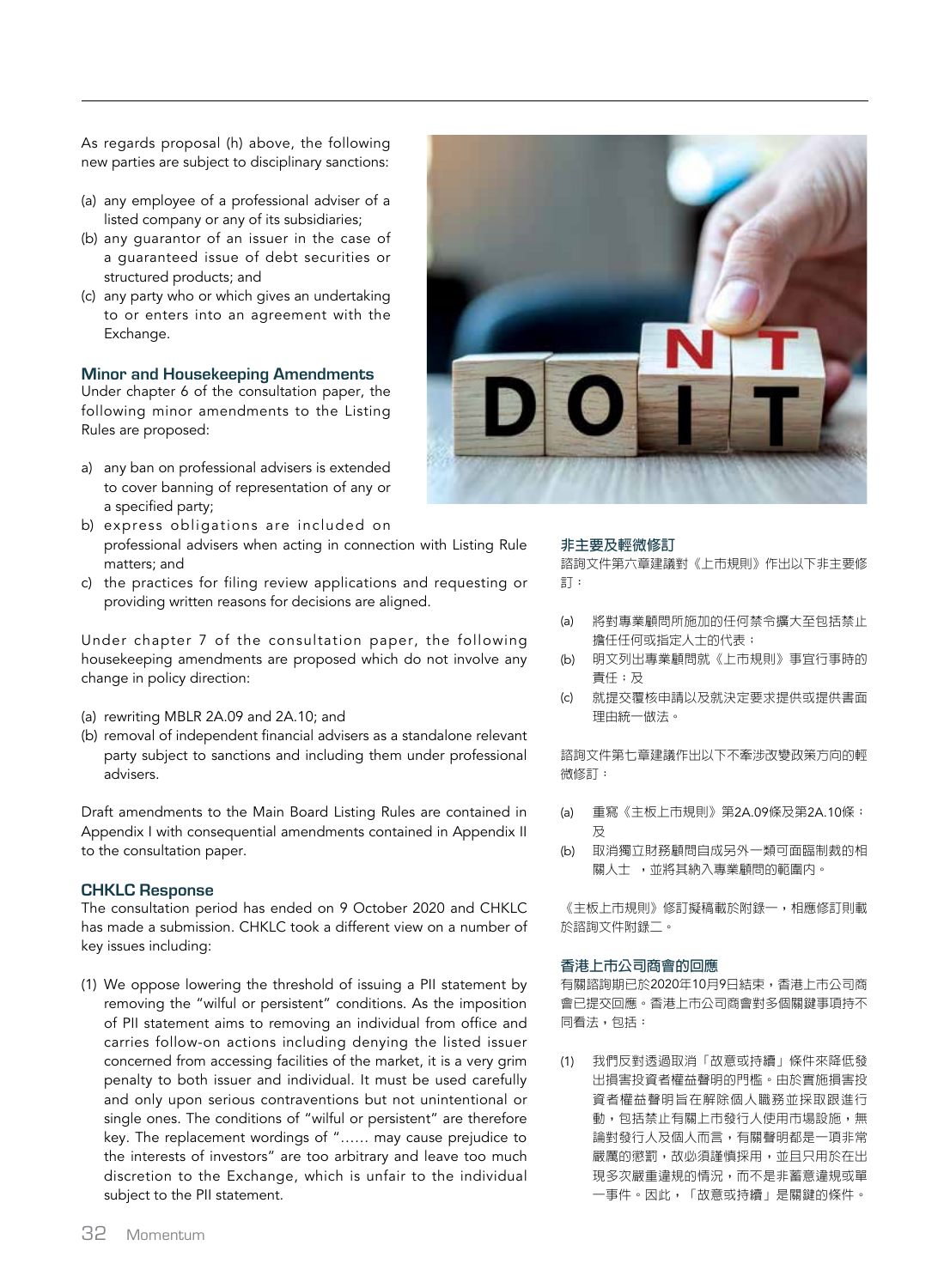As regards proposal (h) above, the following new parties are subject to disciplinary sanctions:

(a) any employee of a professional adviser of a listed company or any of its subsidiaries;
(b) any guarantor of an issuer in the case of a guaranteed issue of debt securities or structured products; and
(c) any party who or which gives an undertaking to or enters into an agreement with the Exchange.

### Minor and Housekeeping Amendments

Under chapter 6 of the consultation paper, the following minor amendments to the Listing Rules are proposed:

a) any ban on professional advisers is extended to cover banning of representation of any or a specified party;
b) express obligations are included on professional advisers when acting in connection with Listing Rule matters; and
c) the practices for filing review applications and requesting or providing written reasons for decisions are aligned.

Under chapter 7 of the consultation paper, the following housekeeping amendments are proposed which do not involve any change in policy direction:

(a) rewriting MBLR 2A.09 and 2A.10; and
(b) removal of independent financial advisers as a standalone relevant party subject to sanctions and including them under professional advisers.

Draft amendments to the Main Board Listing Rules are contained in Appendix I with consequential amendments contained in Appendix II to the consultation paper.

### CHKLC Response

The consultation period has ended on 9 October 2020 and CHKLC has made a submission. CHKLC took a different view on a number of key issues including:

(1) We oppose lowering the threshold of issuing a PII statement by removing the "wilful or persistent" conditions. As the imposition of PII statement aims to removing an individual from office and carries follow-on actions including denying the listed issuer concerned from accessing facilities of the market, it is a very grim penalty to both issuer and individual. It must be used carefully and only upon serious contraventions but not unintentional or single ones. The conditions of "wilful or persistent" are therefore key. The replacement wordings of "...... may cause prejudice to the interests of investors" are too arbitrary and leave too much discretion to the Exchange, which is unfair to the individual subject to the PII statement.

### 非主要及輕微修訂

諮詢文件第六章建議對《上市規則》作出以下非主要修訂：

(a) 將對專業顧問所施加的任何禁令擴大至包括禁止擔任任何或指定人士的代表；
(b) 明文列出專業顧問就《上市規則》事宜行事時的責任；及
(c) 就提交覆核申請以及就決定要求提供或提供書面理由統一做法。

諮詢文件第七章建議作出以下不牽涉改變政策方向的輕微修訂：

(a) 重寫《主板上市規則》第2A.09條及第2A.10條；及
(b) 取消獨立財務顧問自成另外一類可面臨制裁的相關人士 ，並將其納入專業顧問的範圍內。

《主板上市規則》修訂擬稿載於附錄一，相應修訂則載於諮詢文件附錄二。

### 香港上市公司商會的回應

有關諮詢期已於2020年10月9日結束，香港上市公司商會已提交回應。香港上市公司商會對多個關鍵事項持不同看法，包括：

(1) 我們反對透過取消「故意或持續」條件來降低發出損害投資者權益聲明的門檻。由於實施損害投資者權益聲明旨在解除個人職務並採取跟進行動，包括禁止有關上市發行人使用市場設施，無論對發行人及個人而言，有關聲明都是一項非常嚴厲的懲罰，故必須謹慎採用，並且只用於在出現多次嚴重違規的情況，而不是非蓄意違規或單一事件。因此，「故意或持續」是關鍵的條件。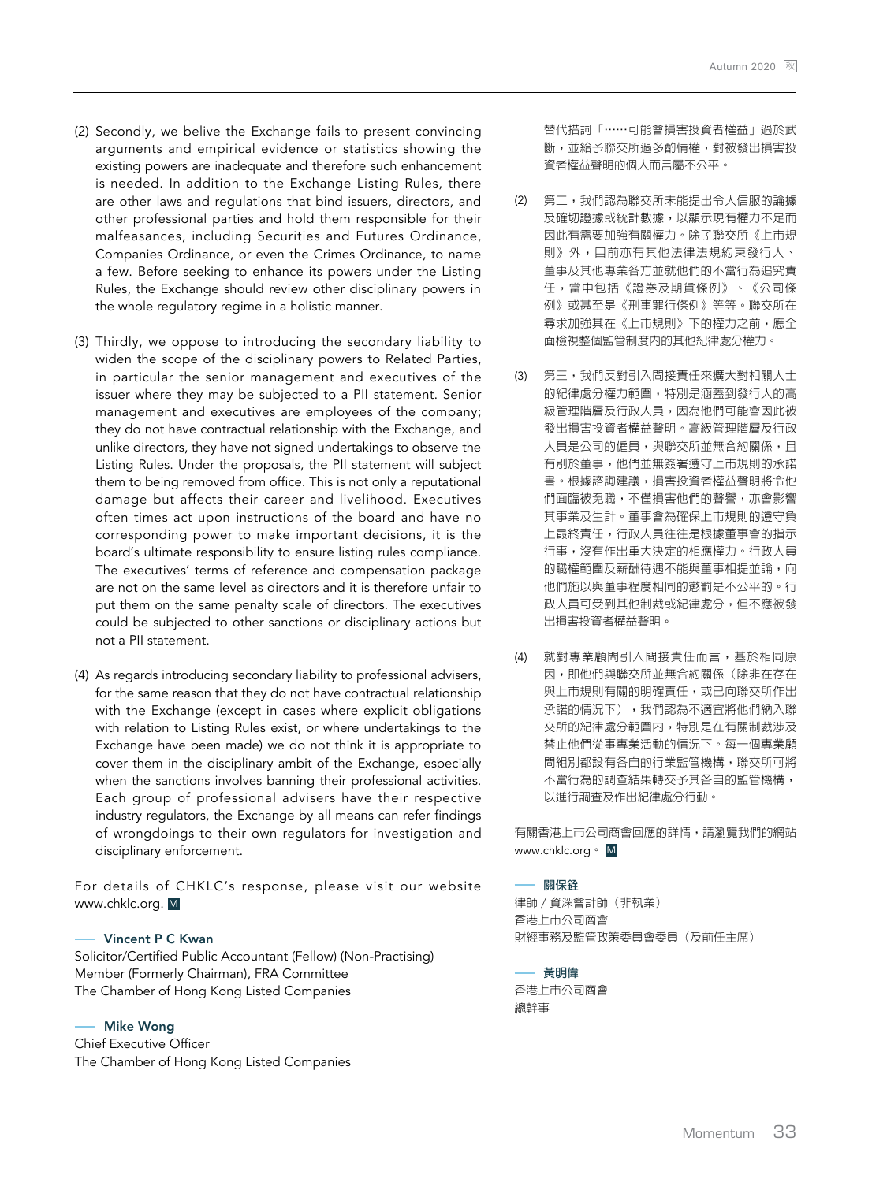(2) Secondly, we belive the Exchange fails to present convincing arguments and empirical evidence or statistics showing the existing powers are inadequate and therefore such enhancement is needed. In addition to the Exchange Listing Rules, there are other laws and regulations that bind issuers, directors, and other professional parties and hold them responsible for their malfeasances, including Securities and Futures Ordinance, Companies Ordinance, or even the Crimes Ordinance, to name a few. Before seeking to enhance its powers under the Listing Rules, the Exchange should review other disciplinary powers in the whole regulatory regime in a holistic manner.

(3) Thirdly, we oppose to introducing the secondary liability to widen the scope of the disciplinary powers to Related Parties, in particular the senior management and executives of the issuer where they may be subjected to a PII statement. Senior management and executives are employees of the company; they do not have contractual relationship with the Exchange, and unlike directors, they have not signed undertakings to observe the Listing Rules. Under the proposals, the PII statement will subject them to being removed from office. This is not only a reputational damage but affects their career and livelihood. Executives often times act upon instructions of the board and have no corresponding power to make important decisions, it is the board's ultimate responsibility to ensure listing rules compliance. The executives' terms of reference and compensation package are not on the same level as directors and it is therefore unfair to put them on the same penalty scale of directors. The executives could be subjected to other sanctions or disciplinary actions but not a PII statement.

(4) As regards introducing secondary liability to professional advisers, for the same reason that they do not have contractual relationship with the Exchange (except in cases where explicit obligations with relation to Listing Rules exist, or where undertakings to the Exchange have been made) we do not think it is appropriate to cover them in the disciplinary ambit of the Exchange, especially when the sanctions involves banning their professional activities. Each group of professional advisers have their respective industry regulators, the Exchange by all means can refer findings of wrongdoings to their own regulators for investigation and disciplinary enforcement.

For details of CHKLC's response, please visit our website www.chklc.org. M

**—— Vincent P C Kwan**
Solicitor/Certified Public Accountant (Fellow) (Non-Practising)
Member (Formerly Chairman), FRA Committee
The Chamber of Hong Kong Listed Companies

**—— Mike Wong**
Chief Executive Officer
The Chamber of Hong Kong Listed Companies

替代措詞「……可能會損害投資者權益」過於武斷，並給予聯交所過多酌情權，對被發出損害投資者權益聲明的個人而言屬不公平。

(2) 第二，我們認為聯交所未能提出令人信服的論據及確切證據或統計數據，以顯示現有權力不足而因此有需要加強有關權力。除了聯交所《上市規則》外，目前亦有其他法律法規約束發行人、董事及其他專業各方並就他們的不當行為追究責任，當中包括《證券及期貨條例》、《公司條例》或甚至是《刑事罪行條例》等等。聯交所在尋求加強其在《上市規則》下的權力之前，應全面檢視整個監管制度內的其他紀律處分權力。

(3) 第三，我們反對引入間接責任來擴大對相關人士的紀律處分權力範圍，特別是涵蓋到發行人的高級管理階層及行政人員，因為他們可能會因此被發出損害投資者權益聲明。高級管理階層及行政人員是公司的僱員，與聯交所並無合約關係，且有別於董事，他們並無簽署遵守上市規則的承諾書。根據諮詢建議，損害投資者權益聲明將令他們面臨被免職，不僅損害他們的聲譽，亦會影響其事業及生計。董事會為確保上市規則的遵守負上最終責任，行政人員往往是根據董事會的指示行事，沒有作出重大決定的相應權力。行政人員的職權範圍及薪酬待遇不能與董事相提並論，向他們施以與董事程度相同的懲罰是不公平的。行政人員可受到其他制裁或紀律處分，但不應被發出損害投資者權益聲明。

(4) 就對專業顧問引入間接責任而言，基於相同原因，即他們與聯交所並無合約關係（除非在存在與上市規則有關的明確責任，或已向聯交所作出承諾的情況下），我們認為不適宜將他們納入聯交所的紀律處分範圍內，特別是在有關制裁涉及禁止他們從事專業活動的情況下。每一個專業顧問組別都設有各自的行業監管機構，聯交所可將不當行為的調查結果轉交予其各自的監管機構，以進行調查及作出紀律處分行動。

有關香港上市公司商會回應的詳情，請瀏覽我們的網站 www.chklc.org。M

**—— 關保銓**
律師 / 資深會計師（非執業）
香港上市公司商會
財經事務及監管政策委員會委員（及前任主席）

**—— 黃明偉**
香港上市公司商會
總幹事